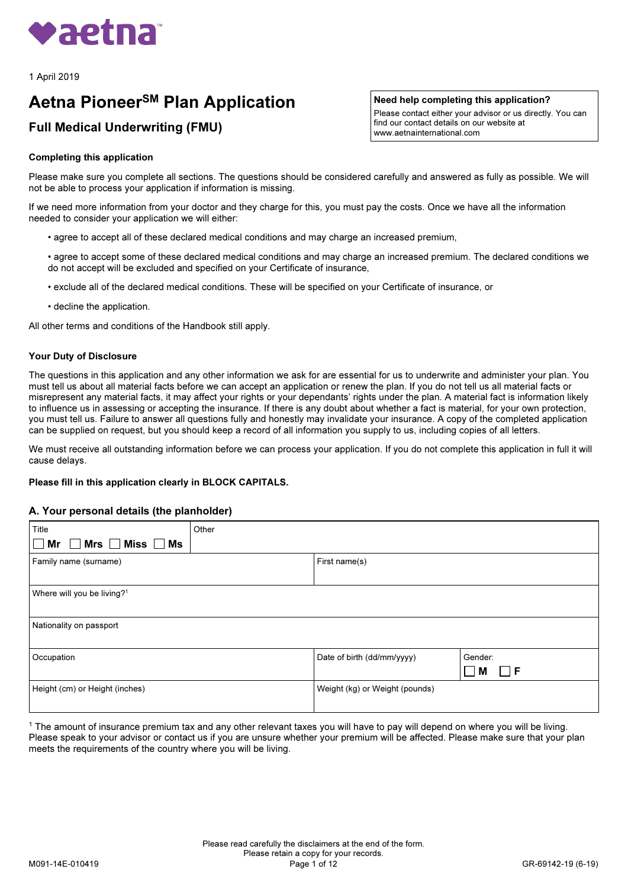1 April 2019

# Aetna Pioneer℠ Plan Application

## Full Medical Underwriting (FMU)

**Need help completing this application?**
Please contact either your advisor or us directly. You can find our contact details on our website at www.aetnainternational.com

**Completing this application**

Please make sure you complete all sections. The questions should be considered carefully and answered as fully as possible. We will not be able to process your application if information is missing.

If we need more information from your doctor and they charge for this, you must pay the costs. Once we have all the information needed to consider your application we will either:

- agree to accept all of these declared medical conditions and may charge an increased premium,
- agree to accept some of these declared medical conditions and may charge an increased premium. The declared conditions we do not accept will be excluded and specified on your Certificate of insurance,
- exclude all of the declared medical conditions. These will be specified on your Certificate of insurance, or
- decline the application.

All other terms and conditions of the Handbook still apply.

**Your Duty of Disclosure**

The questions in this application and any other information we ask for are essential for us to underwrite and administer your plan. You must tell us about all material facts before we can accept an application or renew the plan. If you do not tell us all material facts or misrepresent any material facts, it may affect your rights or your dependants' rights under the plan. A material fact is information likely to influence us in assessing or accepting the insurance. If there is any doubt about whether a fact is material, for your own protection, you must tell us. Failure to answer all questions fully and honestly may invalidate your insurance. A copy of the completed application can be supplied on request, but you should keep a record of all information you supply to us, including copies of all letters.

We must receive all outstanding information before we can process your application. If you do not complete this application in full it will cause delays.

**Please fill in this application clearly in BLOCK CAPITALS.**

### A. Your personal details (the planholder)

| Title ☐ Mr ☐ Mrs ☐ Miss ☐ Ms | Other | |
|---|---|---|
| Family name (surname) | First name(s) | |
| Where will you be living?[1] | | |
| Nationality on passport | | |
| Occupation | Date of birth (dd/mm/yyyy) | Gender: ☐ M ☐ F |
| Height (cm) or Height (inches) | Weight (kg) or Weight (pounds) | |

[1] The amount of insurance premium tax and any other relevant taxes you will have to pay will depend on where you will be living. Please speak to your advisor or contact us if you are unsure whether your premium will be affected. Please make sure that your plan meets the requirements of the country where you will be living.

Please read carefully the disclaimers at the end of the form.
Please retain a copy for your records.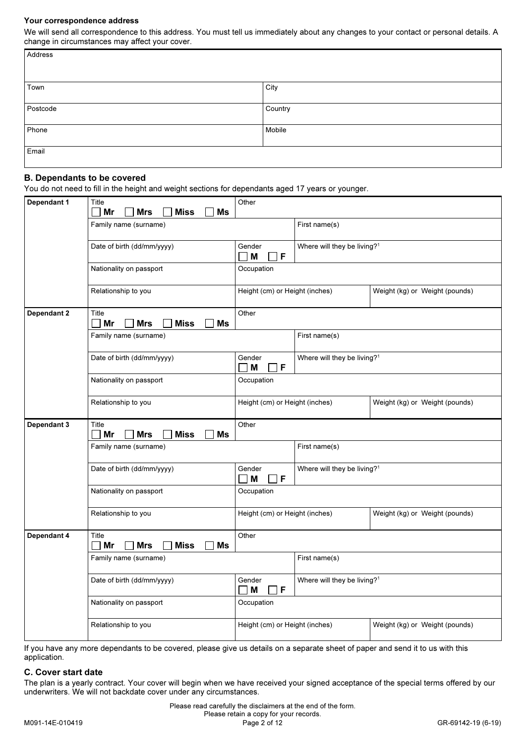**Your correspondence address**

We will send all correspondence to this address. You must tell us immediately about any changes to your contact or personal details. A change in circumstances may affect your cover.

| Address | |
|---|---|
| Town | City |
| Postcode | Country |
| Phone | Mobile |
| Email | |

## B. Dependants to be covered

You do not need to fill in the height and weight sections for dependants aged 17 years or younger.

| | | | | |
|---|---|---|---|---|
| **Dependant 1** | Title ☐ **Mr** ☐ **Mrs** ☐ **Miss** ☐ **Ms** | Other | | |
| | Family name (surname) | | First name(s) | |
| | Date of birth (dd/mm/yyyy) | Gender ☐ **M** ☐ **F** | Where will they be living?[1] | |
| | Nationality on passport | Occupation | | |
| | Relationship to you | Height (cm) or Height (inches) | | Weight (kg) or Weight (pounds) |
| **Dependant 2** | Title ☐ **Mr** ☐ **Mrs** ☐ **Miss** ☐ **Ms** | Other | | |
| | Family name (surname) | | First name(s) | |
| | Date of birth (dd/mm/yyyy) | Gender ☐ **M** ☐ **F** | Where will they be living?[1] | |
| | Nationality on passport | Occupation | | |
| | Relationship to you | Height (cm) or Height (inches) | | Weight (kg) or Weight (pounds) |
| **Dependant 3** | Title ☐ **Mr** ☐ **Mrs** ☐ **Miss** ☐ **Ms** | Other | | |
| | Family name (surname) | | First name(s) | |
| | Date of birth (dd/mm/yyyy) | Gender ☐ **M** ☐ **F** | Where will they be living?[1] | |
| | Nationality on passport | Occupation | | |
| | Relationship to you | Height (cm) or Height (inches) | | Weight (kg) or Weight (pounds) |
| **Dependant 4** | Title ☐ **Mr** ☐ **Mrs** ☐ **Miss** ☐ **Ms** | Other | | |
| | Family name (surname) | | First name(s) | |
| | Date of birth (dd/mm/yyyy) | Gender ☐ **M** ☐ **F** | Where will they be living?[1] | |
| | Nationality on passport | Occupation | | |
| | Relationship to you | Height (cm) or Height (inches) | | Weight (kg) or Weight (pounds) |

If you have any more dependants to be covered, please give us details on a separate sheet of paper and send it to us with this application.

## C. Cover start date

The plan is a yearly contract. Your cover will begin when we have received your signed acceptance of the special terms offered by our underwriters. We will not backdate cover under any circumstances.

Please read carefully the disclaimers at the end of the form.
Please retain a copy for your records.

M091-14E-010419 GR-69142-19 (6-19)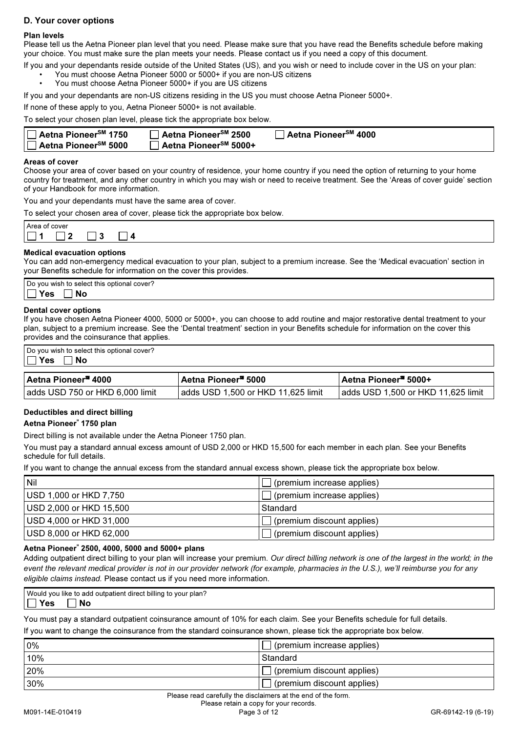## D. Your cover options

### Plan levels

Please tell us the Aetna Pioneer plan level that you need. Please make sure that you have read the Benefits schedule before making your choice. You must make sure the plan meets your needs. Please contact us if you need a copy of this document.

If you and your dependants reside outside of the United States (US), and you wish or need to include cover in the US on your plan:

- You must choose Aetna Pioneer 5000 or 5000+ if you are non-US citizens
- You must choose Aetna Pioneer 5000+ if you are US citizens

If you and your dependants are non-US citizens residing in the US you must choose Aetna Pioneer 5000+.

If none of these apply to you, Aetna Pioneer 5000+ is not available.

To select your chosen plan level, please tick the appropriate box below.

| | | |
|---|---|---|
| ☐ **Aetna Pioneer℠ 1750** | ☐ **Aetna Pioneer℠ 2500** | ☐ **Aetna Pioneer℠ 4000** |
| ☐ **Aetna Pioneer℠ 5000** | ☐ **Aetna Pioneer℠ 5000+** | |

### Areas of cover

Choose your area of cover based on your country of residence, your home country if you need the option of returning to your home country for treatment, and any other country in which you may wish or need to receive treatment. See the 'Areas of cover guide' section of your Handbook for more information.

You and your dependants must have the same area of cover.

To select your chosen area of cover, please tick the appropriate box below.

Area of cover
☐ **1** ☐ **2** ☐ **3** ☐ **4**

### Medical evacuation options

You can add non-emergency medical evacuation to your plan, subject to a premium increase. See the 'Medical evacuation' section in your Benefits schedule for information on the cover this provides.

Do you wish to select this optional cover?
☐ **Yes** ☐ **No**

### Dental cover options

If you have chosen Aetna Pioneer 4000, 5000 or 5000+, you can choose to add routine and major restorative dental treatment to your plan, subject to a premium increase. See the 'Dental treatment' section in your Benefits schedule for information on the cover this provides and the coinsurance that applies.

Do you wish to select this optional cover?
☐ **Yes** ☐ **No**

| Aetna Pioneer℠ 4000 | Aetna Pioneer℠ 5000 | Aetna Pioneer℠ 5000+ |
|---|---|---|
| adds USD 750 or HKD 6,000 limit | adds USD 1,500 or HKD 11,625 limit | adds USD 1,500 or HKD 11,625 limit |

### Deductibles and direct billing

#### Aetna Pioneer℠ 1750 plan

Direct billing is not available under the Aetna Pioneer 1750 plan.

You must pay a standard annual excess amount of USD 2,000 or HKD 15,500 for each member in each plan. See your Benefits schedule for full details.

If you want to change the annual excess from the standard annual excess shown, please tick the appropriate box below.

| | |
|---|---|
| Nil | ☐ (premium increase applies) |
| USD 1,000 or HKD 7,750 | ☐ (premium increase applies) |
| USD 2,000 or HKD 15,500 | Standard |
| USD 4,000 or HKD 31,000 | ☐ (premium discount applies) |
| USD 8,000 or HKD 62,000 | ☐ (premium discount applies) |

#### Aetna Pioneer℠ 2500, 4000, 5000 and 5000+ plans

Adding outpatient direct billing to your plan will increase your premium. *Our direct billing network is one of the largest in the world; in the event the relevant medical provider is not in our provider network (for example, pharmacies in the U.S.), we'll reimburse you for any eligible claims instead.* Please contact us if you need more information.

Would you like to add outpatient direct billing to your plan?
☐ **Yes** ☐ **No**

You must pay a standard outpatient coinsurance amount of 10% for each claim. See your Benefits schedule for full details.

If you want to change the coinsurance from the standard coinsurance shown, please tick the appropriate box below.

| | |
|---|---|
| 0% | ☐ (premium increase applies) |
| 10% | Standard |
| 20% | ☐ (premium discount applies) |
| 30% | ☐ (premium discount applies) |

Please read carefully the disclaimers at the end of the form.
Please retain a copy for your records.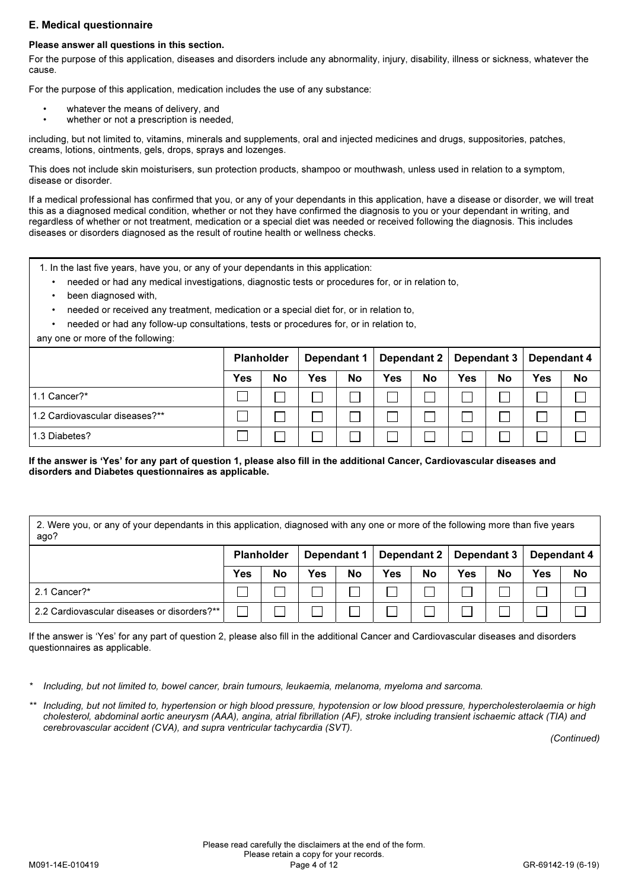## E. Medical questionnaire

**Please answer all questions in this section.**

For the purpose of this application, diseases and disorders include any abnormality, injury, disability, illness or sickness, whatever the cause.

For the purpose of this application, medication includes the use of any substance:

- whatever the means of delivery, and
- whether or not a prescription is needed,

including, but not limited to, vitamins, minerals and supplements, oral and injected medicines and drugs, suppositories, patches, creams, lotions, ointments, gels, drops, sprays and lozenges.

This does not include skin moisturisers, sun protection products, shampoo or mouthwash, unless used in relation to a symptom, disease or disorder.

If a medical professional has confirmed that you, or any of your dependants in this application, have a disease or disorder, we will treat this as a diagnosed medical condition, whether or not they have confirmed the diagnosis to you or your dependant in writing, and regardless of whether or not treatment, medication or a special diet was needed or received following the diagnosis. This includes diseases or disorders diagnosed as the result of routine health or wellness checks.

1. In the last five years, have you, or any of your dependants in this application:
   - needed or had any medical investigations, diagnostic tests or procedures for, or in relation to,
   - been diagnosed with,
   - needed or received any treatment, medication or a special diet for, or in relation to,
   - needed or had any follow-up consultations, tests or procedures for, or in relation to,

any one or more of the following:

| | Planholder | | Dependant 1 | | Dependant 2 | | Dependant 3 | | Dependant 4 | |
|---|---|---|---|---|---|---|---|---|---|---|
| | Yes | No | Yes | No | Yes | No | Yes | No | Yes | No |
| 1.1 Cancer?* | ☐ | ☐ | ☐ | ☐ | ☐ | ☐ | ☐ | ☐ | ☐ | ☐ |
| 1.2 Cardiovascular diseases?** | ☐ | ☐ | ☐ | ☐ | ☐ | ☐ | ☐ | ☐ | ☐ | ☐ |
| 1.3 Diabetes? | ☐ | ☐ | ☐ | ☐ | ☐ | ☐ | ☐ | ☐ | ☐ | ☐ |

**If the answer is 'Yes' for any part of question 1, please also fill in the additional Cancer, Cardiovascular diseases and disorders and Diabetes questionnaires as applicable.**

2. Were you, or any of your dependants in this application, diagnosed with any one or more of the following more than five years ago?

| | Planholder | | Dependant 1 | | Dependant 2 | | Dependant 3 | | Dependant 4 | |
|---|---|---|---|---|---|---|---|---|---|---|
| | Yes | No | Yes | No | Yes | No | Yes | No | Yes | No |
| 2.1 Cancer?* | ☐ | ☐ | ☐ | ☐ | ☐ | ☐ | ☐ | ☐ | ☐ | ☐ |
| 2.2 Cardiovascular diseases or disorders?** | ☐ | ☐ | ☐ | ☐ | ☐ | ☐ | ☐ | ☐ | ☐ | ☐ |

If the answer is 'Yes' for any part of question 2, please also fill in the additional Cancer and Cardiovascular diseases and disorders questionnaires as applicable.

\* *Including, but not limited to, bowel cancer, brain tumours, leukaemia, melanoma, myeloma and sarcoma.*

\** *Including, but not limited to, hypertension or high blood pressure, hypotension or low blood pressure, hypercholesterolaemia or high cholesterol, abdominal aortic aneurysm (AAA), angina, atrial fibrillation (AF), stroke including transient ischaemic attack (TIA) and cerebrovascular accident (CVA), and supra ventricular tachycardia (SVT).*

*(Continued)*

Please read carefully the disclaimers at the end of the form.
Please retain a copy for your records.

M091-14E-010419 GR-69142-19 (6-19)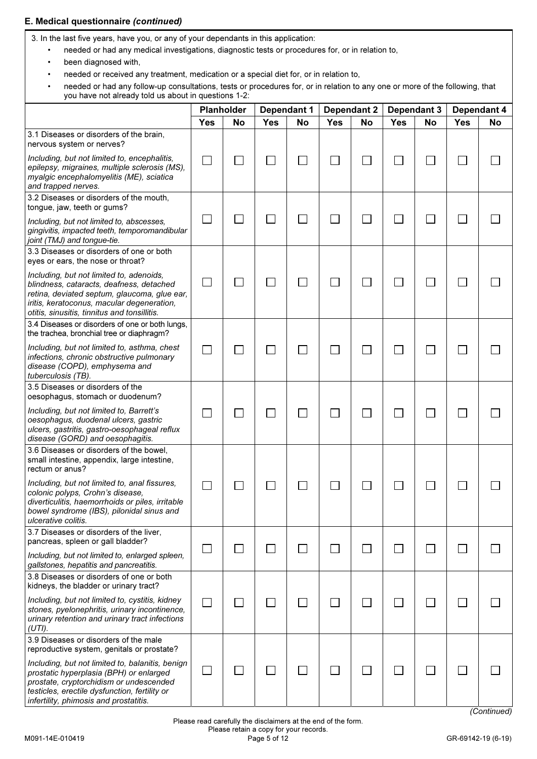### E. Medical questionnaire *(continued)*

3. In the last five years, have you, or any of your dependants in this application:

- needed or had any medical investigations, diagnostic tests or procedures for, or in relation to,
- been diagnosed with,
- needed or received any treatment, medication or a special diet for, or in relation to,
- needed or had any follow-up consultations, tests or procedures for, or in relation to any one or more of the following, that you have not already told us about in questions 1-2:

| | Planholder | | Dependant 1 | | Dependant 2 | | Dependant 3 | | Dependant 4 | |
|---|---|---|---|---|---|---|---|---|---|---|
| | Yes | No | Yes | No | Yes | No | Yes | No | Yes | No |
| 3.1 Diseases or disorders of the brain, nervous system or nerves? *Including, but not limited to, encephalitis, epilepsy, migraines, multiple sclerosis (MS), myalgic encephalomyelitis (ME), sciatica and trapped nerves.* | ☐ | ☐ | ☐ | ☐ | ☐ | ☐ | ☐ | ☐ | ☐ | ☐ |
| 3.2 Diseases or disorders of the mouth, tongue, jaw, teeth or gums? *Including, but not limited to, abscesses, gingivitis, impacted teeth, temporomandibular joint (TMJ) and tongue-tie.* | ☐ | ☐ | ☐ | ☐ | ☐ | ☐ | ☐ | ☐ | ☐ | ☐ |
| 3.3 Diseases or disorders of one or both eyes or ears, the nose or throat? *Including, but not limited to, adenoids, blindness, cataracts, deafness, detached retina, deviated septum, glaucoma, glue ear, iritis, keratoconus, macular degeneration, otitis, sinusitis, tinnitus and tonsillitis.* | ☐ | ☐ | ☐ | ☐ | ☐ | ☐ | ☐ | ☐ | ☐ | ☐ |
| 3.4 Diseases or disorders of one or both lungs, the trachea, bronchial tree or diaphragm? *Including, but not limited to, asthma, chest infections, chronic obstructive pulmonary disease (COPD), emphysema and tuberculosis (TB).* | ☐ | ☐ | ☐ | ☐ | ☐ | ☐ | ☐ | ☐ | ☐ | ☐ |
| 3.5 Diseases or disorders of the oesophagus, stomach or duodenum? *Including, but not limited to, Barrett's oesophagus, duodenal ulcers, gastric ulcers, gastritis, gastro-oesophageal reflux disease (GORD) and oesophagitis.* | ☐ | ☐ | ☐ | ☐ | ☐ | ☐ | ☐ | ☐ | ☐ | ☐ |
| 3.6 Diseases or disorders of the bowel, small intestine, appendix, large intestine, rectum or anus? *Including, but not limited to, anal fissures, colonic polyps, Crohn's disease, diverticulitis, haemorrhoids or piles, irritable bowel syndrome (IBS), pilonidal sinus and ulcerative colitis.* | ☐ | ☐ | ☐ | ☐ | ☐ | ☐ | ☐ | ☐ | ☐ | ☐ |
| 3.7 Diseases or disorders of the liver, pancreas, spleen or gall bladder? *Including, but not limited to, enlarged spleen, gallstones, hepatitis and pancreatitis.* | ☐ | ☐ | ☐ | ☐ | ☐ | ☐ | ☐ | ☐ | ☐ | ☐ |
| 3.8 Diseases or disorders of one or both kidneys, the bladder or urinary tract? *Including, but not limited to, cystitis, kidney stones, pyelonephritis, urinary incontinence, urinary retention and urinary tract infections (UTI).* | ☐ | ☐ | ☐ | ☐ | ☐ | ☐ | ☐ | ☐ | ☐ | ☐ |
| 3.9 Diseases or disorders of the male reproductive system, genitals or prostate? *Including, but not limited to, balanitis, benign prostatic hyperplasia (BPH) or enlarged prostate, cryptorchidism or undescended testicles, erectile dysfunction, fertility or infertility, phimosis and prostatitis.* | ☐ | ☐ | ☐ | ☐ | ☐ | ☐ | ☐ | ☐ | ☐ | ☐ |

*(Continued)*

Please read carefully the disclaimers at the end of the form.
Please retain a copy for your records.

M091-14E-010419 GR-69142-19 (6-19)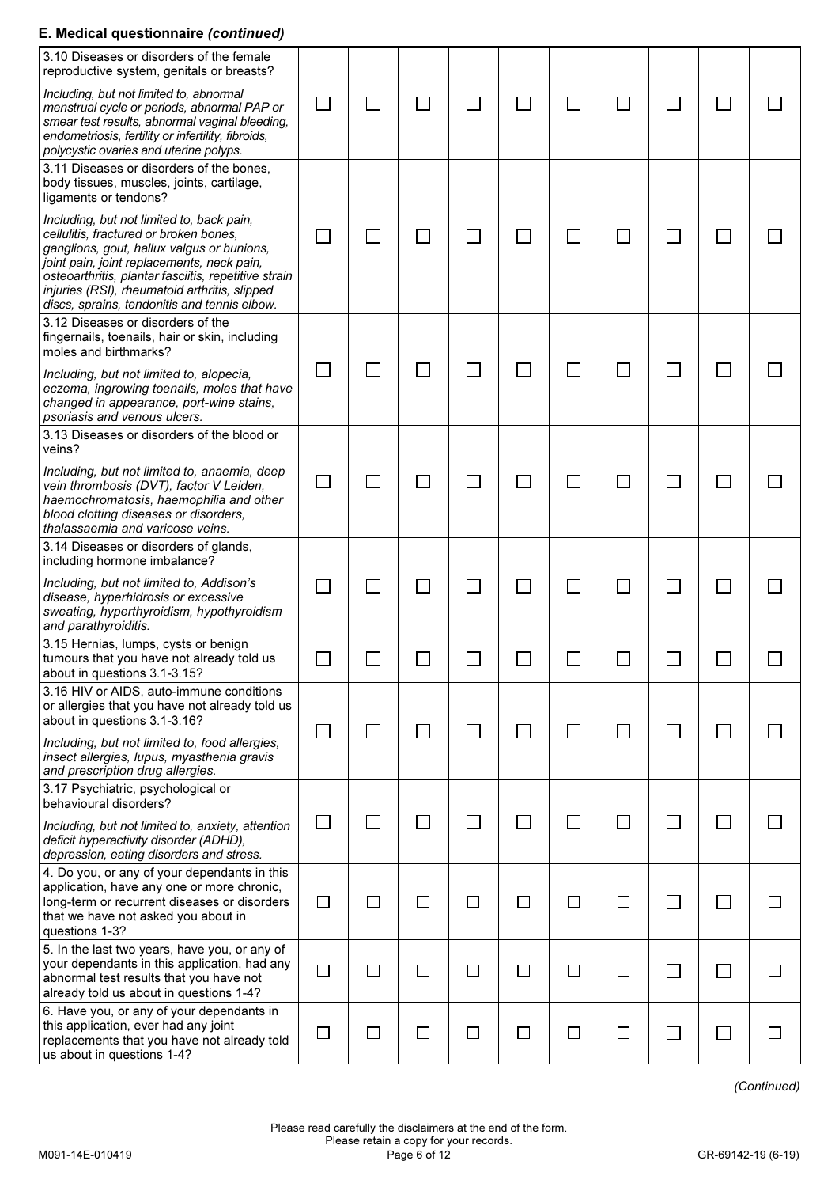## E. Medical questionnaire *(continued)*

| | | | | | | | | | | |
|---|---|---|---|---|---|---|---|---|---|---|
| 3.10 Diseases or disorders of the female reproductive system, genitals or breasts? *Including, but not limited to, abnormal menstrual cycle or periods, abnormal PAP or smear test results, abnormal vaginal bleeding, endometriosis, fertility or infertility, fibroids, polycystic ovaries and uterine polyps.* | ☐ | ☐ | ☐ | ☐ | ☐ | ☐ | ☐ | ☐ | ☐ | ☐ |
| 3.11 Diseases or disorders of the bones, body tissues, muscles, joints, cartilage, ligaments or tendons? *Including, but not limited to, back pain, cellulitis, fractured or broken bones, ganglions, gout, hallux valgus or bunions, joint pain, joint replacements, neck pain, osteoarthritis, plantar fasciitis, repetitive strain injuries (RSI), rheumatoid arthritis, slipped discs, sprains, tendonitis and tennis elbow.* | ☐ | ☐ | ☐ | ☐ | ☐ | ☐ | ☐ | ☐ | ☐ | ☐ |
| 3.12 Diseases or disorders of the fingernails, toenails, hair or skin, including moles and birthmarks? *Including, but not limited to, alopecia, eczema, ingrowing toenails, moles that have changed in appearance, port-wine stains, psoriasis and venous ulcers.* | ☐ | ☐ | ☐ | ☐ | ☐ | ☐ | ☐ | ☐ | ☐ | ☐ |
| 3.13 Diseases or disorders of the blood or veins? *Including, but not limited to, anaemia, deep vein thrombosis (DVT), factor V Leiden, haemochromatosis, haemophilia and other blood clotting diseases or disorders, thalassaemia and varicose veins.* | ☐ | ☐ | ☐ | ☐ | ☐ | ☐ | ☐ | ☐ | ☐ | ☐ |
| 3.14 Diseases or disorders of glands, including hormone imbalance? *Including, but not limited to, Addison's disease, hyperhidrosis or excessive sweating, hyperthyroidism, hypothyroidism and parathyroiditis.* | ☐ | ☐ | ☐ | ☐ | ☐ | ☐ | ☐ | ☐ | ☐ | ☐ |
| 3.15 Hernias, lumps, cysts or benign tumours that you have not already told us about in questions 3.1-3.15? | ☐ | ☐ | ☐ | ☐ | ☐ | ☐ | ☐ | ☐ | ☐ | ☐ |
| 3.16 HIV or AIDS, auto-immune conditions or allergies that you have not already told us about in questions 3.1-3.16? *Including, but not limited to, food allergies, insect allergies, lupus, myasthenia gravis and prescription drug allergies.* | ☐ | ☐ | ☐ | ☐ | ☐ | ☐ | ☐ | ☐ | ☐ | ☐ |
| 3.17 Psychiatric, psychological or behavioural disorders? *Including, but not limited to, anxiety, attention deficit hyperactivity disorder (ADHD), depression, eating disorders and stress.* | ☐ | ☐ | ☐ | ☐ | ☐ | ☐ | ☐ | ☐ | ☐ | ☐ |
| 4. Do you, or any of your dependants in this application, have any one or more chronic, long-term or recurrent diseases or disorders that we have not asked you about in questions 1-3? | ☐ | ☐ | ☐ | ☐ | ☐ | ☐ | ☐ | ☐ | ☐ | ☐ |
| 5. In the last two years, have you, or any of your dependants in this application, had any abnormal test results that you have not already told us about in questions 1-4? | ☐ | ☐ | ☐ | ☐ | ☐ | ☐ | ☐ | ☐ | ☐ | ☐ |
| 6. Have you, or any of your dependants in this application, ever had any joint replacements that you have not already told us about in questions 1-4? | ☐ | ☐ | ☐ | ☐ | ☐ | ☐ | ☐ | ☐ | ☐ | ☐ |

*(Continued)*

Please read carefully the disclaimers at the end of the form.
Please retain a copy for your records.

M091-14E-010419

GR-69142-19 (6-19)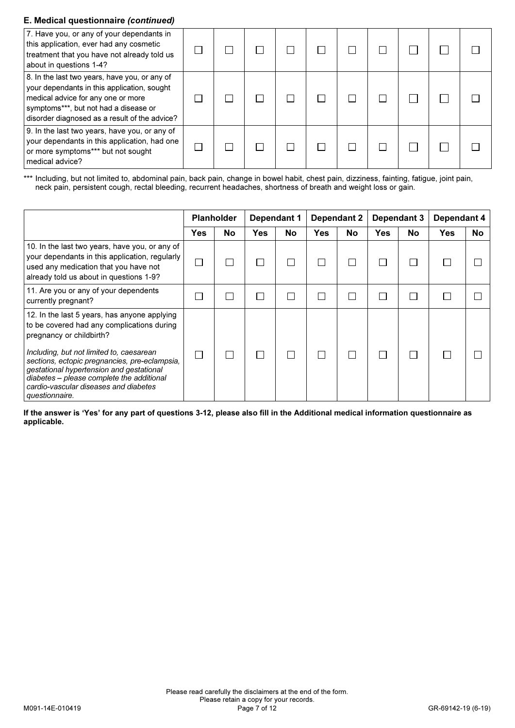## E. Medical questionnaire *(continued)*

| | | | | | | | | | | |
|---|---|---|---|---|---|---|---|---|---|---|
| 7. Have you, or any of your dependants in this application, ever had any cosmetic treatment that you have not already told us about in questions 1-4? | ☐ | ☐ | ☐ | ☐ | ☐ | ☐ | ☐ | ☐ | ☐ | ☐ |
| 8. In the last two years, have you, or any of your dependants in this application, sought medical advice for any one or more symptoms***, but not had a disease or disorder diagnosed as a result of the advice? | ☐ | ☐ | ☐ | ☐ | ☐ | ☐ | ☐ | ☐ | ☐ | ☐ |
| 9. In the last two years, have you, or any of your dependants in this application, had one or more symptoms*** but not sought medical advice? | ☐ | ☐ | ☐ | ☐ | ☐ | ☐ | ☐ | ☐ | ☐ | ☐ |

*** Including, but not limited to, abdominal pain, back pain, change in bowel habit, chest pain, dizziness, fainting, fatigue, joint pain, neck pain, persistent cough, rectal bleeding, recurrent headaches, shortness of breath and weight loss or gain.

| | Planholder | | Dependant 1 | | Dependant 2 | | Dependant 3 | | Dependant 4 | |
|---|---|---|---|---|---|---|---|---|---|---|
| | **Yes** | **No** | **Yes** | **No** | **Yes** | **No** | **Yes** | **No** | **Yes** | **No** |
| 10. In the last two years, have you, or any of your dependants in this application, regularly used any medication that you have not already told us about in questions 1-9? | ☐ | ☐ | ☐ | ☐ | ☐ | ☐ | ☐ | ☐ | ☐ | ☐ |
| 11. Are you or any of your dependents currently pregnant? | ☐ | ☐ | ☐ | ☐ | ☐ | ☐ | ☐ | ☐ | ☐ | ☐ |
| 12. In the last 5 years, has anyone applying to be covered had any complications during pregnancy or childbirth? *Including, but not limited to, caesarean sections, ectopic pregnancies, pre-eclampsia, gestational hypertension and gestational diabetes – please complete the additional cardio-vascular diseases and diabetes questionnaire.* | ☐ | ☐ | ☐ | ☐ | ☐ | ☐ | ☐ | ☐ | ☐ | ☐ |

**If the answer is 'Yes' for any part of questions 3-12, please also fill in the Additional medical information questionnaire as applicable.**

Please read carefully the disclaimers at the end of the form.
Please retain a copy for your records.

M091-14E-010419 GR-69142-19 (6-19)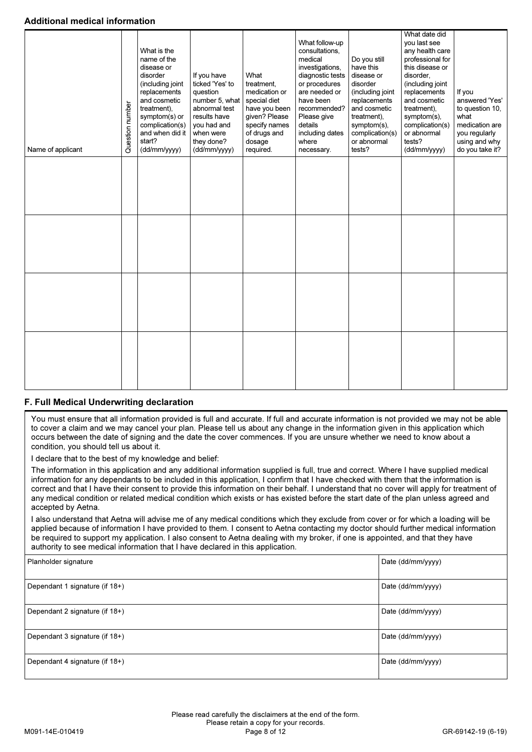## Additional medical information

| Name of applicant | Question number | What is the name of the disease or disorder (including joint replacements and cosmetic treatment), symptom(s) or complication(s) and when did it start? (dd/mm/yyyy) | If you have ticked 'Yes' to question number 5, what abnormal test results have you had and when were they done? (dd/mm/yyyy) | What treatment, medication or special diet have you been given? Please specify names of drugs and dosage required. | What follow-up consultations, medical investigations, diagnostic tests or procedures are needed or have been recommended? Please give details including dates where necessary. | Do you still have this disease or disorder (including joint replacements and cosmetic treatment), symptom(s), complication(s) or abnormal tests? | What date did you last see any health care professional for this disease or disorder, (including joint replacements and cosmetic treatment), symptom(s), complication(s) or abnormal tests? (dd/mm/yyyy) | If you answered 'Yes' to question 10, what medication are you regularly using and why do you take it? |
|---|---|---|---|---|---|---|---|---|
| | | | | | | | | |
| | | | | | | | | |
| | | | | | | | | |
| | | | | | | | | |

## F. Full Medical Underwriting declaration

You must ensure that all information provided is full and accurate. If full and accurate information is not provided we may not be able to cover a claim and we may cancel your plan. Please tell us about any change in the information given in this application which occurs between the date of signing and the date the cover commences. If you are unsure whether we need to know about a condition, you should tell us about it.

I declare that to the best of my knowledge and belief:

The information in this application and any additional information supplied is full, true and correct. Where I have supplied medical information for any dependants to be included in this application, I confirm that I have checked with them that the information is correct and that I have their consent to provide this information on their behalf. I understand that no cover will apply for treatment of any medical condition or related medical condition which exists or has existed before the start date of the plan unless agreed and accepted by Aetna.

I also understand that Aetna will advise me of any medical conditions which they exclude from cover or for which a loading will be applied because of information I have provided to them. I consent to Aetna contacting my doctor should further medical information be required to support my application. I also consent to Aetna dealing with my broker, if one is appointed, and that they have authority to see medical information that I have declared in this application.

| Planholder signature | Date (dd/mm/yyyy) |
|---|---|
| Dependant 1 signature (if 18+) | Date (dd/mm/yyyy) |
| Dependant 2 signature (if 18+) | Date (dd/mm/yyyy) |
| Dependant 3 signature (if 18+) | Date (dd/mm/yyyy) |
| Dependant 4 signature (if 18+) | Date (dd/mm/yyyy) |

Please read carefully the disclaimers at the end of the form.
Please retain a copy for your records.

M091-14E-010419 GR-69142-19 (6-19)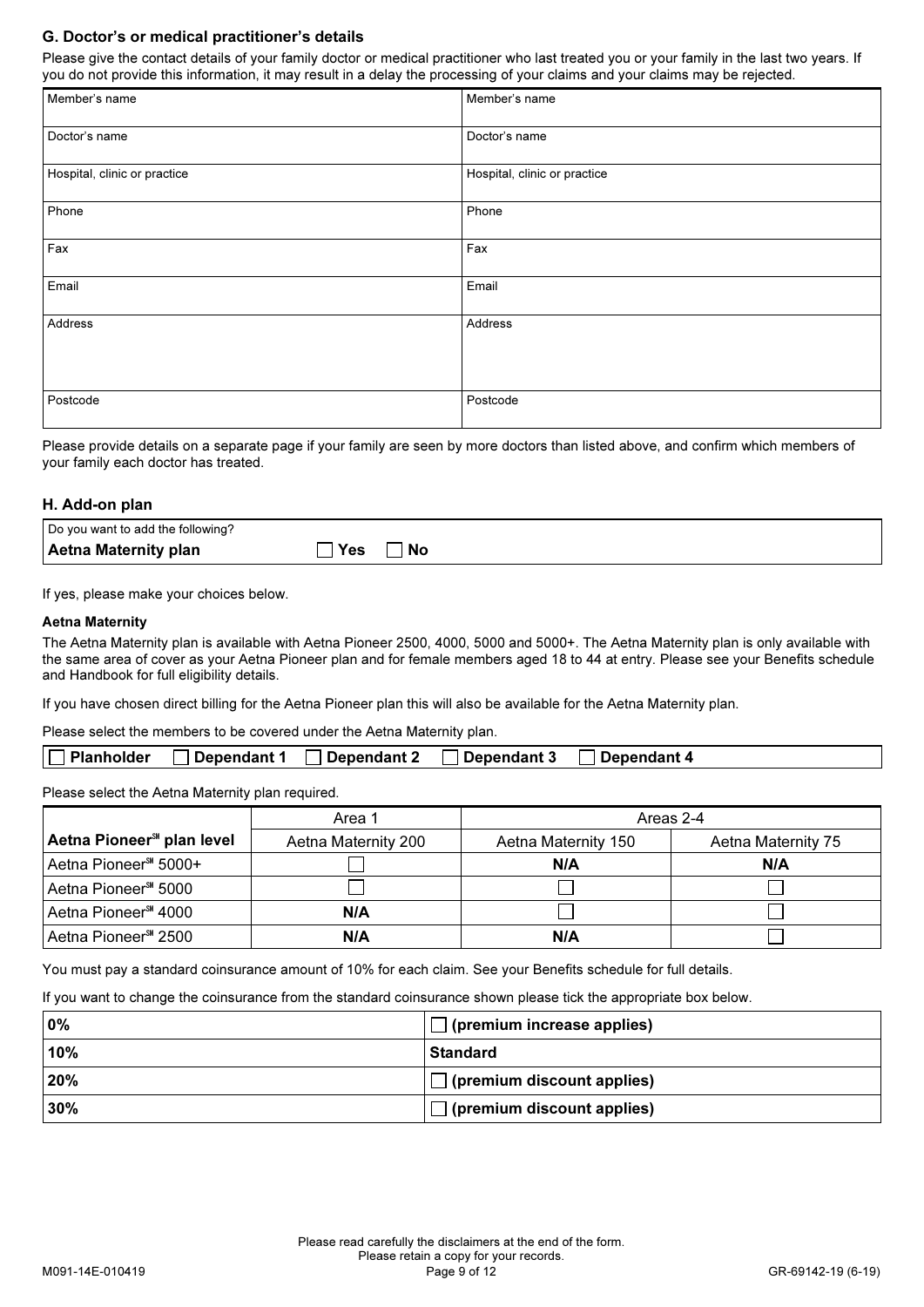## G. Doctor's or medical practitioner's details

Please give the contact details of your family doctor or medical practitioner who last treated you or your family in the last two years. If you do not provide this information, it may result in a delay the processing of your claims and your claims may be rejected.

| | |
|---|---|
| Member's name | Member's name |
| Doctor's name | Doctor's name |
| Hospital, clinic or practice | Hospital, clinic or practice |
| Phone | Phone |
| Fax | Fax |
| Email | Email |
| Address | Address |
| Postcode | Postcode |

Please provide details on a separate page if your family are seen by more doctors than listed above, and confirm which members of your family each doctor has treated.

## H. Add-on plan

| Do you want to add the following? | |
|---|---|
| **Aetna Maternity plan** | ☐ **Yes** ☐ **No** |

If yes, please make your choices below.

### Aetna Maternity

The Aetna Maternity plan is available with Aetna Pioneer 2500, 4000, 5000 and 5000+. The Aetna Maternity plan is only available with the same area of cover as your Aetna Pioneer plan and for female members aged 18 to 44 at entry. Please see your Benefits schedule and Handbook for full eligibility details.

If you have chosen direct billing for the Aetna Pioneer plan this will also be available for the Aetna Maternity plan.

Please select the members to be covered under the Aetna Maternity plan.

☐ **Planholder** ☐ **Dependant 1** ☐ **Dependant 2** ☐ **Dependant 3** ☐ **Dependant 4**

Please select the Aetna Maternity plan required.

| | Area 1 | Areas 2-4 | |
|---|---|---|---|
| **Aetna Pioneer℠ plan level** | Aetna Maternity 200 | Aetna Maternity 150 | Aetna Maternity 75 |
| Aetna Pioneer℠ 5000+ | ☐ | **N/A** | **N/A** |
| Aetna Pioneer℠ 5000 | ☐ | ☐ | ☐ |
| Aetna Pioneer℠ 4000 | **N/A** | ☐ | ☐ |
| Aetna Pioneer℠ 2500 | **N/A** | **N/A** | ☐ |

You must pay a standard coinsurance amount of 10% for each claim. See your Benefits schedule for full details.

If you want to change the coinsurance from the standard coinsurance shown please tick the appropriate box below.

| | |
|---|---|
| **0%** | ☐ **(premium increase applies)** |
| **10%** | **Standard** |
| **20%** | ☐ **(premium discount applies)** |
| **30%** | ☐ **(premium discount applies)** |

Please read carefully the disclaimers at the end of the form.
Please retain a copy for your records.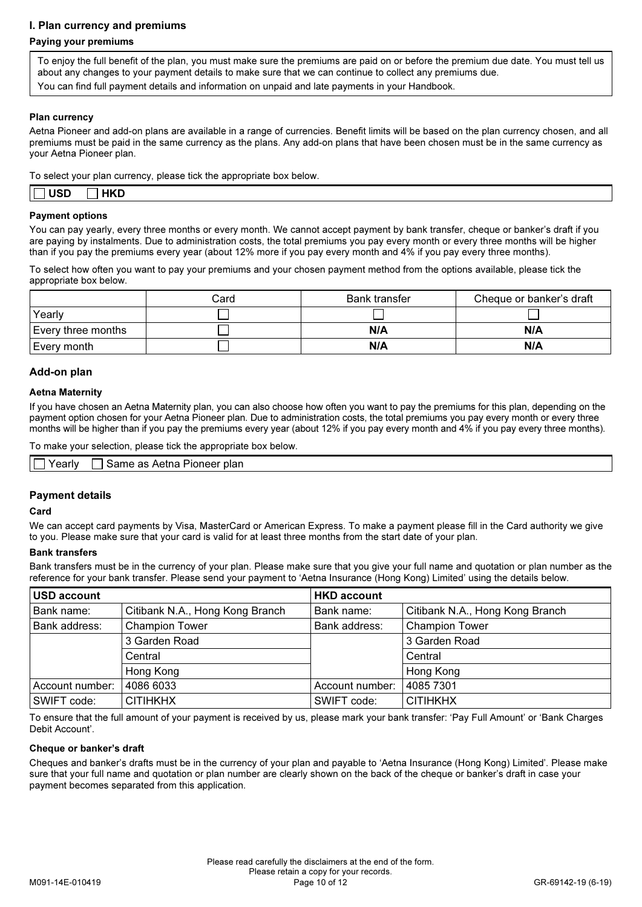## I. Plan currency and premiums

### Paying your premiums

To enjoy the full benefit of the plan, you must make sure the premiums are paid on or before the premium due date. You must tell us about any changes to your payment details to make sure that we can continue to collect any premiums due.

You can find full payment details and information on unpaid and late payments in your Handbook.

### Plan currency

Aetna Pioneer and add-on plans are available in a range of currencies. Benefit limits will be based on the plan currency chosen, and all premiums must be paid in the same currency as the plans. Any add-on plans that have been chosen must be in the same currency as your Aetna Pioneer plan.

To select your plan currency, please tick the appropriate box below.

☐ **USD** ☐ **HKD**

### Payment options

You can pay yearly, every three months or every month. We cannot accept payment by bank transfer, cheque or banker's draft if you are paying by instalments. Due to administration costs, the total premiums you pay every month or every three months will be higher than if you pay the premiums every year (about 12% more if you pay every month and 4% if you pay every three months).

To select how often you want to pay your premiums and your chosen payment method from the options available, please tick the appropriate box below.

| | Card | Bank transfer | Cheque or banker's draft |
|---|---|---|---|
| Yearly | ☐ | ☐ | ☐ |
| Every three months | ☐ | **N/A** | **N/A** |
| Every month | ☐ | **N/A** | **N/A** |

## Add-on plan

### Aetna Maternity

If you have chosen an Aetna Maternity plan, you can also choose how often you want to pay the premiums for this plan, depending on the payment option chosen for your Aetna Pioneer plan. Due to administration costs, the total premiums you pay every month or every three months will be higher than if you pay the premiums every year (about 12% if you pay every month and 4% if you pay every three months).

To make your selection, please tick the appropriate box below.

☐ Yearly ☐ Same as Aetna Pioneer plan

## Payment details

### Card

We can accept card payments by Visa, MasterCard or American Express. To make a payment please fill in the Card authority we give to you. Please make sure that your card is valid for at least three months from the start date of your plan.

### Bank transfers

Bank transfers must be in the currency of your plan. Please make sure that you give your full name and quotation or plan number as the reference for your bank transfer. Please send your payment to 'Aetna Insurance (Hong Kong) Limited' using the details below.

| **USD account** | | **HKD account** | |
|---|---|---|---|
| Bank name: | Citibank N.A., Hong Kong Branch | Bank name: | Citibank N.A., Hong Kong Branch |
| Bank address: | Champion Tower | Bank address: | Champion Tower |
| | 3 Garden Road | | 3 Garden Road |
| | Central | | Central |
| | Hong Kong | | Hong Kong |
| Account number: | 4086 6033 | Account number: | 4085 7301 |
| SWIFT code: | CITIHKHX | SWIFT code: | CITIHKHX |

To ensure that the full amount of your payment is received by us, please mark your bank transfer: 'Pay Full Amount' or 'Bank Charges Debit Account'.

### Cheque or banker's draft

Cheques and banker's drafts must be in the currency of your plan and payable to 'Aetna Insurance (Hong Kong) Limited'. Please make sure that your full name and quotation or plan number are clearly shown on the back of the cheque or banker's draft in case your payment becomes separated from this application.

Please read carefully the disclaimers at the end of the form.
Please retain a copy for your records.

M091-14E-010419 GR-69142-19 (6-19)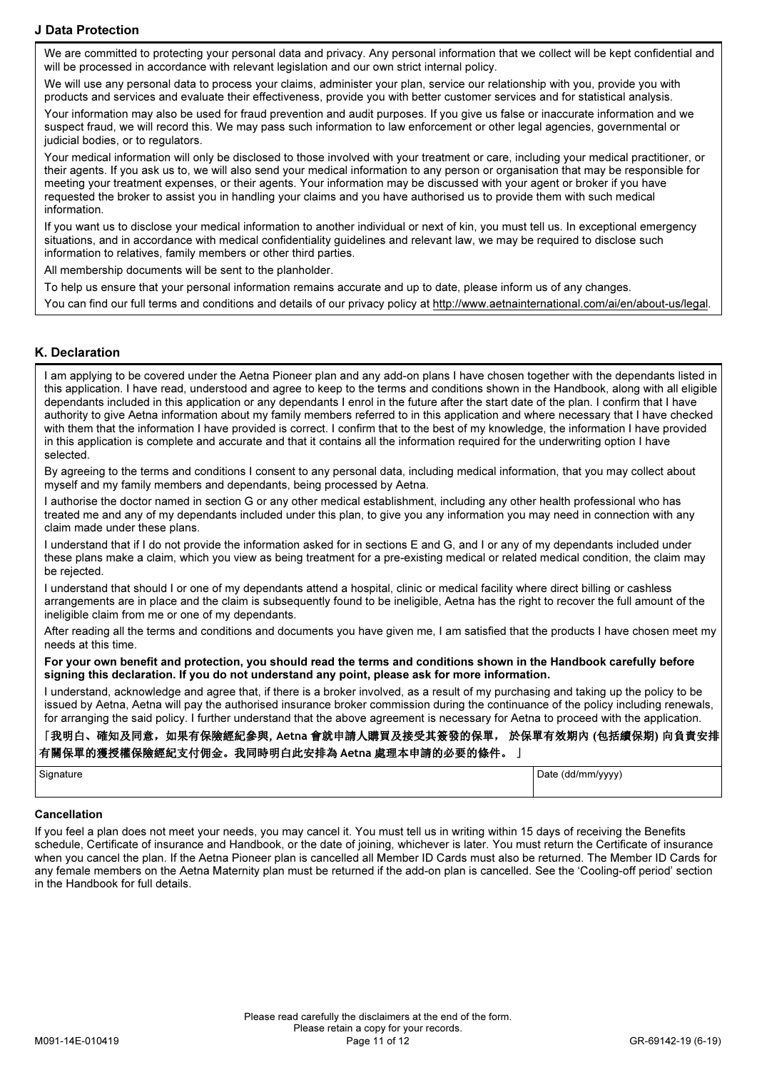## J Data Protection

We are committed to protecting your personal data and privacy. Any personal information that we collect will be kept confidential and will be processed in accordance with relevant legislation and our own strict internal policy.

We will use any personal data to process your claims, administer your plan, service our relationship with you, provide you with products and services and evaluate their effectiveness, provide you with better customer services and for statistical analysis.

Your information may also be used for fraud prevention and audit purposes. If you give us false or inaccurate information and we suspect fraud, we will record this. We may pass such information to law enforcement or other legal agencies, governmental or judicial bodies, or to regulators.

Your medical information will only be disclosed to those involved with your treatment or care, including your medical practitioner, or their agents. If you ask us to, we will also send your medical information to any person or organisation that may be responsible for meeting your treatment expenses, or their agents. Your information may be discussed with your agent or broker if you have requested the broker to assist you in handling your claims and you have authorised us to provide them with such medical information.

If you want us to disclose your medical information to another individual or next of kin, you must tell us. In exceptional emergency situations, and in accordance with medical confidentiality guidelines and relevant law, we may be required to disclose such information to relatives, family members or other third parties.

All membership documents will be sent to the planholder.

To help us ensure that your personal information remains accurate and up to date, please inform us of any changes.

You can find our full terms and conditions and details of our privacy policy at http://www.aetnainternational.com/ai/en/about-us/legal.

## K. Declaration

I am applying to be covered under the Aetna Pioneer plan and any add-on plans I have chosen together with the dependants listed in this application. I have read, understood and agree to keep to the terms and conditions shown in the Handbook, along with all eligible dependants included in this application or any dependants I enrol in the future after the start date of the plan. I confirm that I have authority to give Aetna information about my family members referred to in this application and where necessary that I have checked with them that the information I have provided is correct. I confirm that to the best of my knowledge, the information I have provided in this application is complete and accurate and that it contains all the information required for the underwriting option I have selected.

By agreeing to the terms and conditions I consent to any personal data, including medical information, that you may collect about myself and my family members and dependants, being processed by Aetna.

I authorise the doctor named in section G or any other medical establishment, including any other health professional who has treated me and any of my dependants included under this plan, to give you any information you may need in connection with any claim made under these plans.

I understand that if I do not provide the information asked for in sections E and G, and I or any of my dependants included under these plans make a claim, which you view as being treatment for a pre-existing medical or related medical condition, the claim may be rejected.

I understand that should I or one of my dependants attend a hospital, clinic or medical facility where direct billing or cashless arrangements are in place and the claim is subsequently found to be ineligible, Aetna has the right to recover the full amount of the ineligible claim from me or one of my dependants.

After reading all the terms and conditions and documents you have given me, I am satisfied that the products I have chosen meet my needs at this time.

**For your own benefit and protection, you should read the terms and conditions shown in the Handbook carefully before signing this declaration. If you do not understand any point, please ask for more information.**

I understand, acknowledge and agree that, if there is a broker involved, as a result of my purchasing and taking up the policy to be issued by Aetna, Aetna will pay the authorised insurance broker commission during the continuance of the policy including renewals, for arranging the said policy. I further understand that the above agreement is necessary for Aetna to proceed with the application.

**「我明白、確知及同意，如果有保險經紀參與, Aetna 會就申請人購買及接受其簽發的保單， 於保單有效期內 (包括續保期) 向負責安排有關保單的獲授權保險經紀支付佣金。我同時明白此安排為 Aetna 處理本申請的必要的條件。 」**

| Signature | Date (dd/mm/yyyy) |
|---|---|
| | |

### Cancellation

If you feel a plan does not meet your needs, you may cancel it. You must tell us in writing within 15 days of receiving the Benefits schedule, Certificate of insurance and Handbook, or the date of joining, whichever is later. You must return the Certificate of insurance when you cancel the plan. If the Aetna Pioneer plan is cancelled all Member ID Cards must also be returned. The Member ID Cards for any female members on the Aetna Maternity plan must be returned if the add-on plan is cancelled. See the 'Cooling-off period' section in the Handbook for full details.

Please read carefully the disclaimers at the end of the form.
Please retain a copy for your records.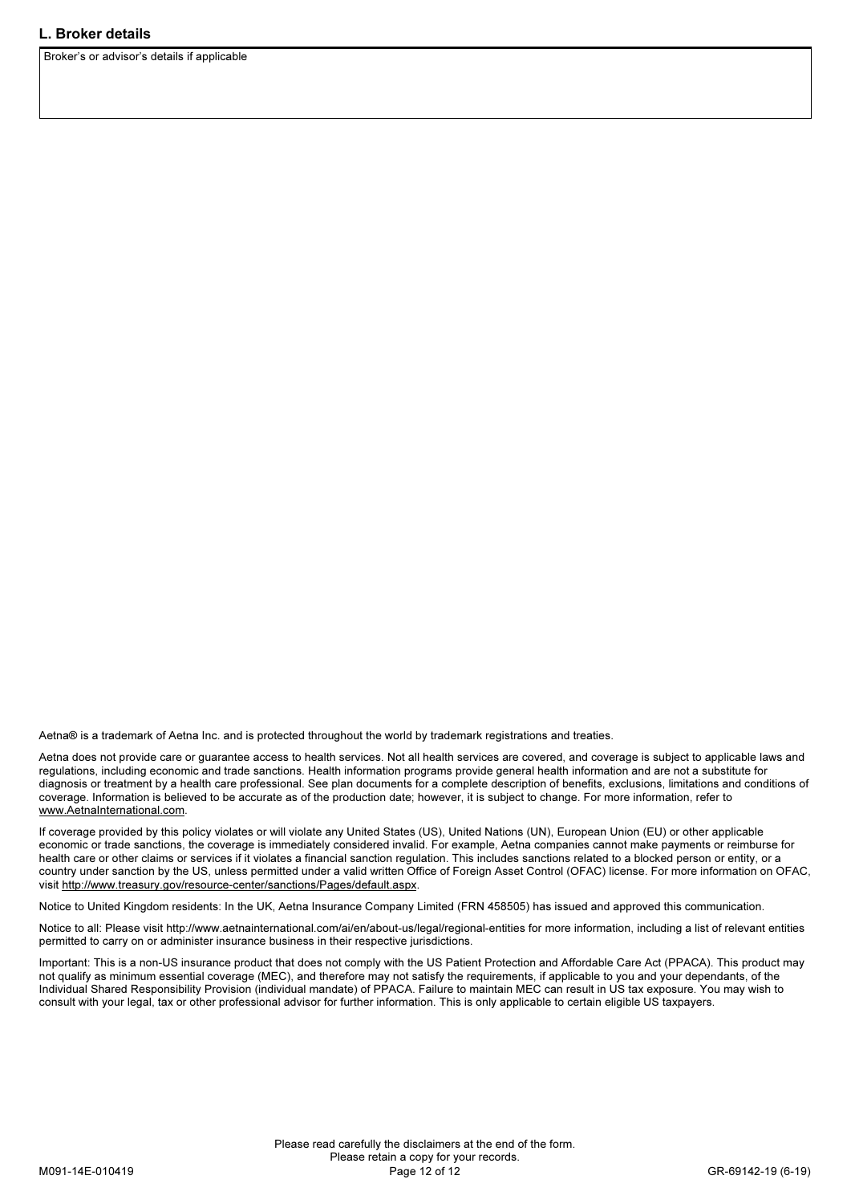## L. Broker details

| |
| --- |
| Broker's or advisor's details if applicable |

Aetna® is a trademark of Aetna Inc. and is protected throughout the world by trademark registrations and treaties.

Aetna does not provide care or guarantee access to health services. Not all health services are covered, and coverage is subject to applicable laws and regulations, including economic and trade sanctions. Health information programs provide general health information and are not a substitute for diagnosis or treatment by a health care professional. See plan documents for a complete description of benefits, exclusions, limitations and conditions of coverage. Information is believed to be accurate as of the production date; however, it is subject to change. For more information, refer to www.AetnaInternational.com.

If coverage provided by this policy violates or will violate any United States (US), United Nations (UN), European Union (EU) or other applicable economic or trade sanctions, the coverage is immediately considered invalid. For example, Aetna companies cannot make payments or reimburse for health care or other claims or services if it violates a financial sanction regulation. This includes sanctions related to a blocked person or entity, or a country under sanction by the US, unless permitted under a valid written Office of Foreign Asset Control (OFAC) license. For more information on OFAC, visit http://www.treasury.gov/resource-center/sanctions/Pages/default.aspx.

Notice to United Kingdom residents: In the UK, Aetna Insurance Company Limited (FRN 458505) has issued and approved this communication.

Notice to all: Please visit http://www.aetnainternational.com/ai/en/about-us/legal/regional-entities for more information, including a list of relevant entities permitted to carry on or administer insurance business in their respective jurisdictions.

Important: This is a non-US insurance product that does not comply with the US Patient Protection and Affordable Care Act (PPACA). This product may not qualify as minimum essential coverage (MEC), and therefore may not satisfy the requirements, if applicable to you and your dependants, of the Individual Shared Responsibility Provision (individual mandate) of PPACA. Failure to maintain MEC can result in US tax exposure. You may wish to consult with your legal, tax or other professional advisor for further information. This is only applicable to certain eligible US taxpayers.

Please read carefully the disclaimers at the end of the form.
Please retain a copy for your records.